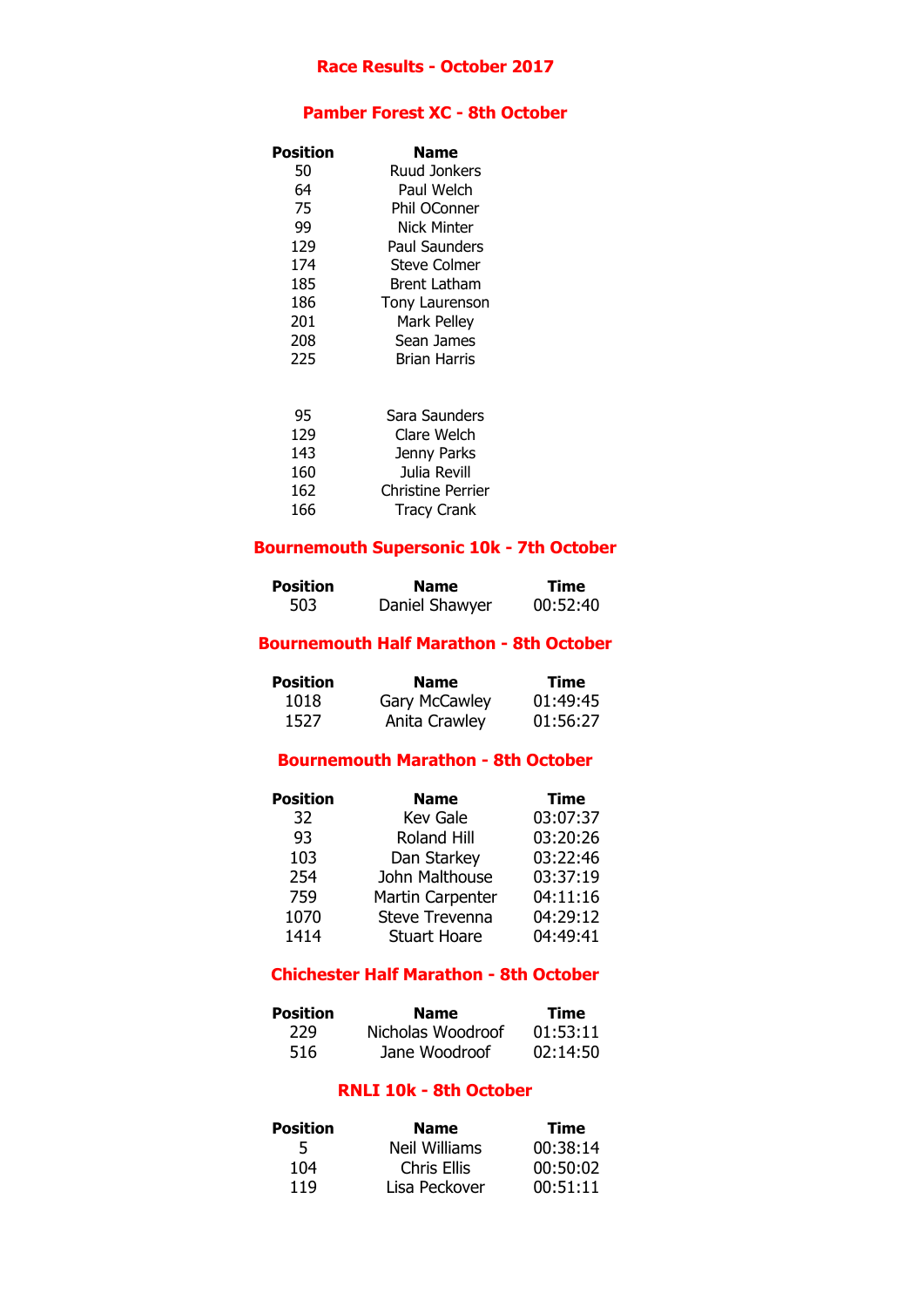# Race Results - October 2017

## Pamber Forest XC - 8th October

| Position | Name |
|---|---|
| 50 | Ruud Jonkers |
| 64 | Paul Welch |
| 75 | Phil OConner |
| 99 | Nick Minter |
| 129 | Paul Saunders |
| 174 | Steve Colmer |
| 185 | Brent Latham |
| 186 | Tony Laurenson |
| 201 | Mark Pelley |
| 208 | Sean James |
| 225 | Brian Harris |

| | |
|---|---|
| 95 | Sara Saunders |
| 129 | Clare Welch |
| 143 | Jenny Parks |
| 160 | Julia Revill |
| 162 | Christine Perrier |
| 166 | Tracy Crank |

## Bournemouth Supersonic 10k - 7th October

| Position | Name | Time |
|---|---|---|
| 503 | Daniel Shawyer | 00:52:40 |

## Bournemouth Half Marathon - 8th October

| Position | Name | Time |
|---|---|---|
| 1018 | Gary McCawley | 01:49:45 |
| 1527 | Anita Crawley | 01:56:27 |

## Bournemouth Marathon - 8th October

| Position | Name | Time |
|---|---|---|
| 32 | Kev Gale | 03:07:37 |
| 93 | Roland Hill | 03:20:26 |
| 103 | Dan Starkey | 03:22:46 |
| 254 | John Malthouse | 03:37:19 |
| 759 | Martin Carpenter | 04:11:16 |
| 1070 | Steve Trevenna | 04:29:12 |
| 1414 | Stuart Hoare | 04:49:41 |

## Chichester Half Marathon - 8th October

| Position | Name | Time |
|---|---|---|
| 229 | Nicholas Woodroof | 01:53:11 |
| 516 | Jane Woodroof | 02:14:50 |

## RNLI 10k - 8th October

| Position | Name | Time |
|---|---|---|
| 5 | Neil Williams | 00:38:14 |
| 104 | Chris Ellis | 00:50:02 |
| 119 | Lisa Peckover | 00:51:11 |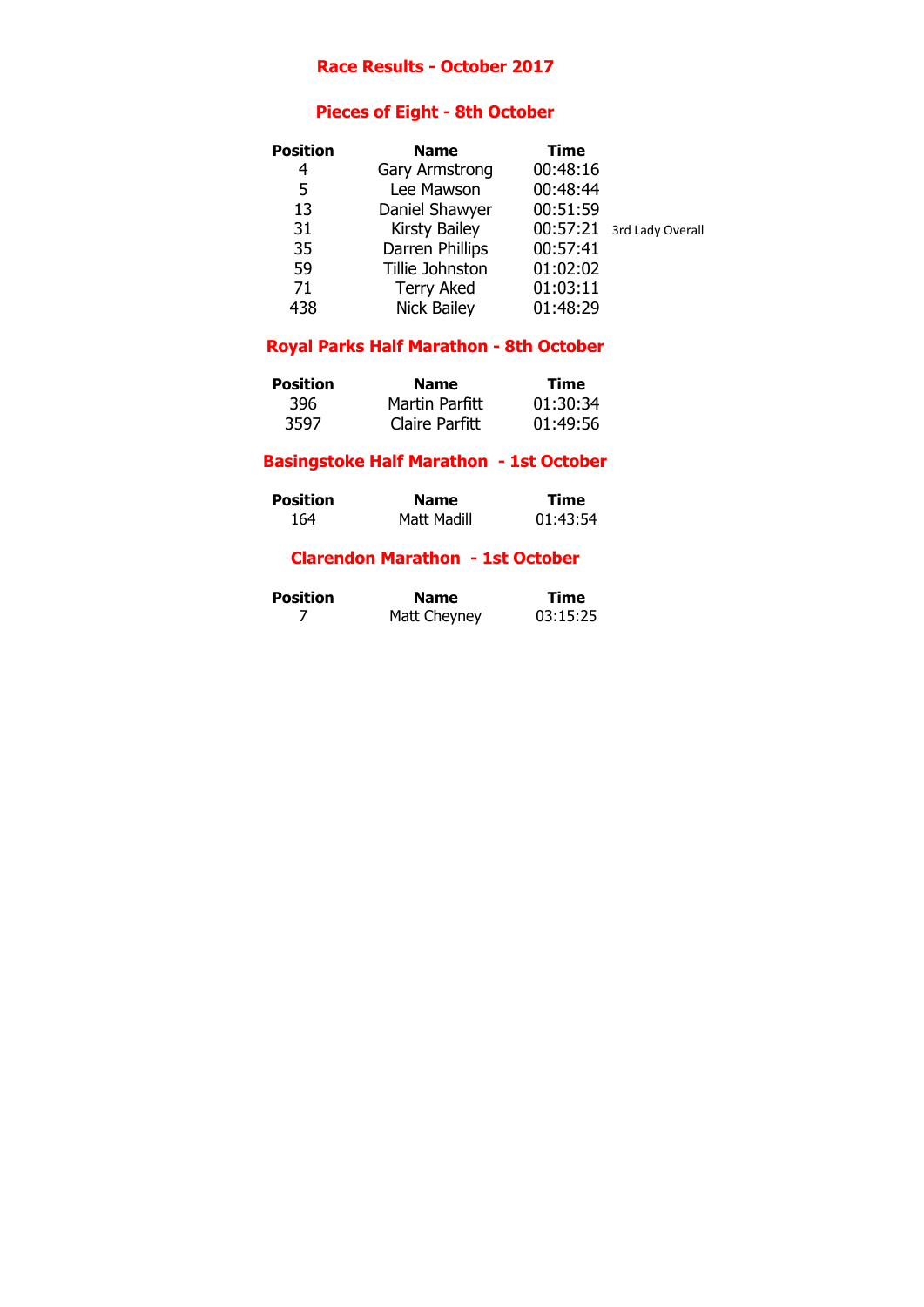# Race Results - October 2017

## Pieces of Eight - 8th October

| Position | Name | Time | |
|---|---|---|---|
| 4 | Gary Armstrong | 00:48:16 | |
| 5 | Lee Mawson | 00:48:44 | |
| 13 | Daniel Shawyer | 00:51:59 | |
| 31 | Kirsty Bailey | 00:57:21 | 3rd Lady Overall |
| 35 | Darren Phillips | 00:57:41 | |
| 59 | Tillie Johnston | 01:02:02 | |
| 71 | Terry Aked | 01:03:11 | |
| 438 | Nick Bailey | 01:48:29 | |

## Royal Parks Half Marathon - 8th October

| Position | Name | Time |
|---|---|---|
| 396 | Martin Parfitt | 01:30:34 |
| 3597 | Claire Parfitt | 01:49:56 |

## Basingstoke Half Marathon - 1st October

| Position | Name | Time |
|---|---|---|
| 164 | Matt Madill | 01:43:54 |

## Clarendon Marathon - 1st October

| Position | Name | Time |
|---|---|---|
| 7 | Matt Cheyney | 03:15:25 |